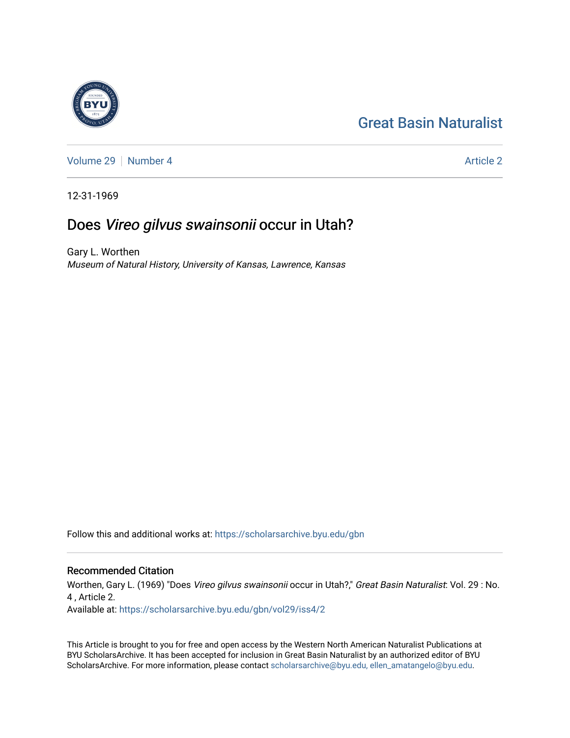# Great Basin Naturalist

Volume 29 | Number 4 Article 2

12-31-1969

## Does *Vireo gilvus swainsonii* occur in Utah?

Gary L. Worthen
*Museum of Natural History, University of Kansas, Lawrence, Kansas*

Follow this and additional works at: https://scholarsarchive.byu.edu/gbn

### Recommended Citation

Worthen, Gary L. (1969) "Does *Vireo gilvus swainsonii* occur in Utah?," *Great Basin Naturalist*: Vol. 29 : No. 4 , Article 2.
Available at: https://scholarsarchive.byu.edu/gbn/vol29/iss4/2

This Article is brought to you for free and open access by the Western North American Naturalist Publications at BYU ScholarsArchive. It has been accepted for inclusion in Great Basin Naturalist by an authorized editor of BYU ScholarsArchive. For more information, please contact scholarsarchive@byu.edu, ellen_amatangelo@byu.edu.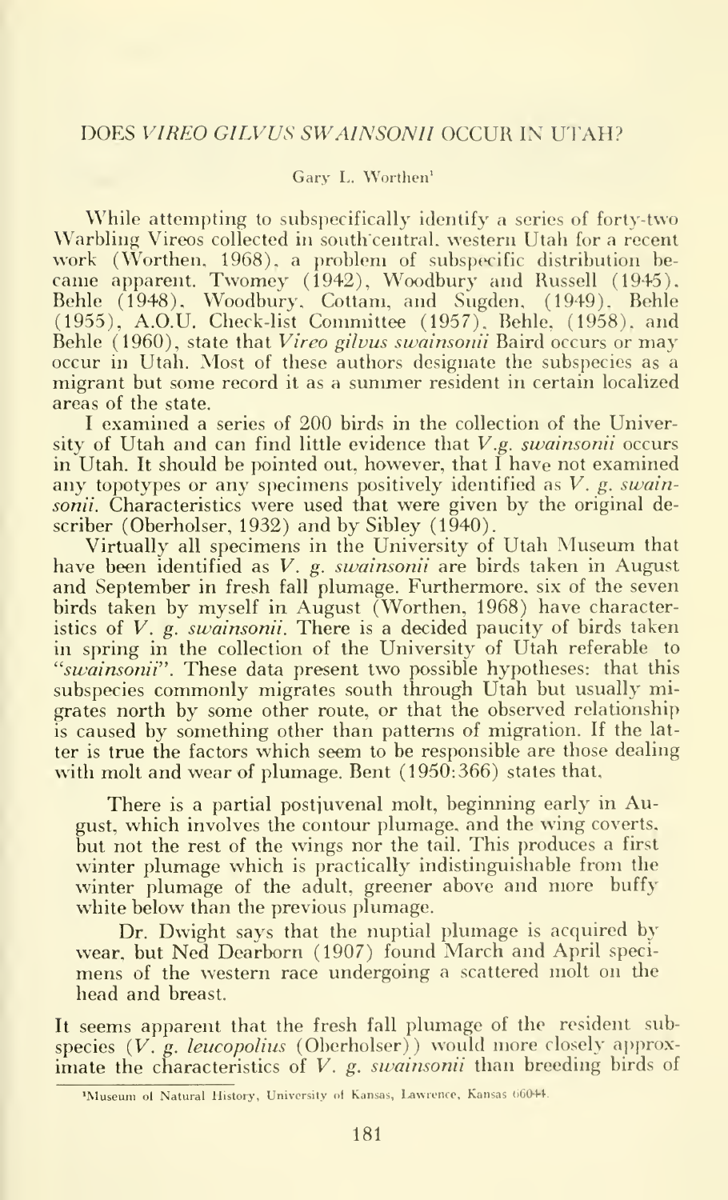## DOES *VIREO GILVUS SWAINSONII* OCCUR IN UTAH?

Gary L. Worthen[1]

While attempting to subspecifically identify a series of forty-two Warbling Vireos collected in south central, western Utah for a recent work (Worthen, 1968), a problem of subspecific distribution became apparent. Twomey (1942), Woodbury and Russell (1945), Behle (1948), Woodbury, Cottam, and Sugden, (1949), Behle (1955), A.O.U. Check-list Committee (1957), Behle, (1958), and Behle (1960), state that *Vireo gilvus swainsonii* Baird occurs or may occur in Utah. Most of these authors designate the subspecies as a migrant but some record it as a summer resident in certain localized areas of the state.

I examined a series of 200 birds in the collection of the University of Utah and can find little evidence that *V.g. swainsonii* occurs in Utah. It should be pointed out, however, that I have not examined any topotypes or any specimens positively identified as *V. g. swainsonii*. Characteristics were used that were given by the original describer (Oberholser, 1932) and by Sibley (1940).

Virtually all specimens in the University of Utah Museum that have been identified as *V. g. swainsonii* are birds taken in August and September in fresh fall plumage. Furthermore, six of the seven birds taken by myself in August (Worthen, 1968) have characteristics of *V. g. swainsonii*. There is a decided paucity of birds taken in spring in the collection of the University of Utah referable to "*swainsonii*". These data present two possible hypotheses: that this subspecies commonly migrates south through Utah but usually migrates north by some other route, or that the observed relationship is caused by something other than patterns of migration. If the latter is true the factors which seem to be responsible are those dealing with molt and wear of plumage. Bent (1950:366) states that,

> There is a partial postjuvenal molt, beginning early in August, which involves the contour plumage, and the wing coverts, but not the rest of the wings nor the tail. This produces a first winter plumage which is practically indistinguishable from the winter plumage of the adult, greener above and more buffy white below than the previous plumage.
>
> Dr. Dwight says that the nuptial plumage is acquired by wear, but Ned Dearborn (1907) found March and April specimens of the western race undergoing a scattered molt on the head and breast.

It seems apparent that the fresh fall plumage of the resident subspecies (*V. g. leucopolius* (Oberholser)) would more closely approximate the characteristics of *V. g. swainsonii* than breeding birds of

[1]Museum of Natural History, University of Kansas, Lawrence, Kansas 66044.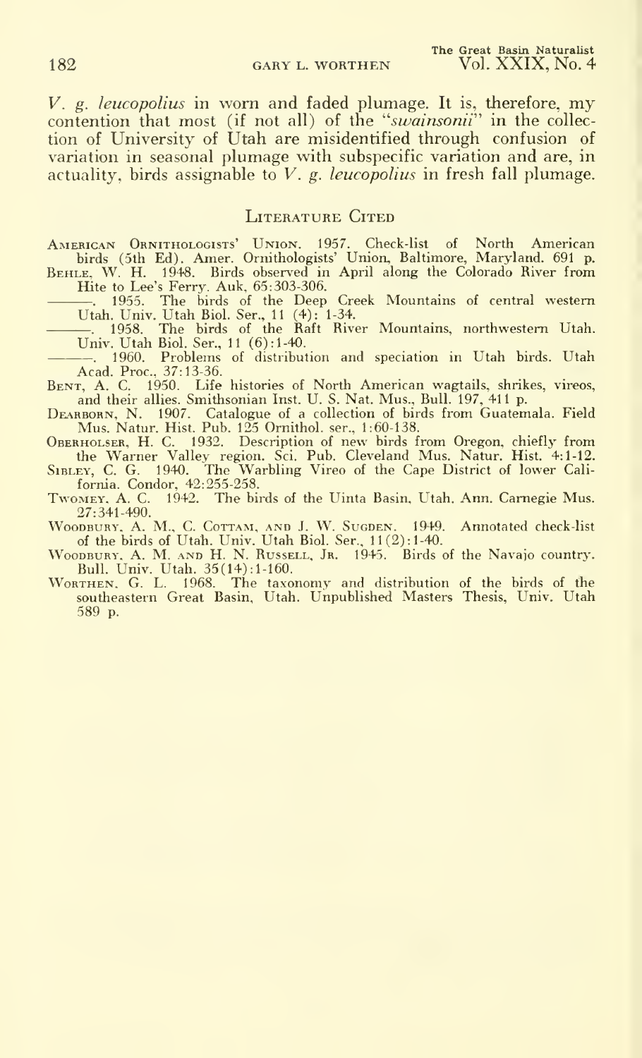*V. g. leucopolius* in worn and faded plumage. It is, therefore, my contention that most (if not all) of the "*swainsonii*" in the collection of University of Utah are misidentified through confusion of variation in seasonal plumage with subspecific variation and are, in actuality, birds assignable to *V. g. leucopolius* in fresh fall plumage.

## Literature Cited

American Ornithologists' Union. 1957. Check-list of North American birds (5th Ed). Amer. Ornithologists' Union, Baltimore, Maryland. 691 p.

Behle, W. H. 1948. Birds observed in April along the Colorado River from Hite to Lee's Ferry. Auk, 65:303-306.

———. 1955. The birds of the Deep Creek Mountains of central western Utah. Univ. Utah Biol. Ser., 11 (4): 1-34.

———. 1958. The birds of the Raft River Mountains, northwestern Utah. Univ. Utah Biol. Ser., 11 (6):1-40.

———. 1960. Problems of distribution and speciation in Utah birds. Utah Acad. Proc., 37:13-36.

Bent, A. C. 1950. Life histories of North American wagtails, shrikes, vireos, and their allies. Smithsonian Inst. U. S. Nat. Mus., Bull. 197, 411 p.

Dearborn, N. 1907. Catalogue of a collection of birds from Guatemala. Field Mus. Natur. Hist. Pub. 125 Ornithol. ser., 1:60-138.

Oberholser, H. C. 1932. Description of new birds from Oregon, chiefly from the Warner Valley region. Sci. Pub. Cleveland Mus. Natur. Hist. 4:1-12.

Sibley, C. G. 1940. The Warbling Vireo of the Cape District of lower California. Condor, 42:255-258.

Twomey, A. C. 1942. The birds of the Uinta Basin, Utah. Ann. Carnegie Mus. 27:341-490.

Woodbury, A. M., C. Cottam, and J. W. Sugden. 1949. Annotated check-list of the birds of Utah. Univ. Utah Biol. Ser., 11(2):1-40.

Woodbury, A. M. and H. N. Russell, Jr. 1945. Birds of the Navajo country. Bull. Univ. Utah. 35(14):1-160.

Worthen, G. L. 1968. The taxonomy and distribution of the birds of the southeastern Great Basin, Utah. Unpublished Masters Thesis, Univ. Utah 589 p.